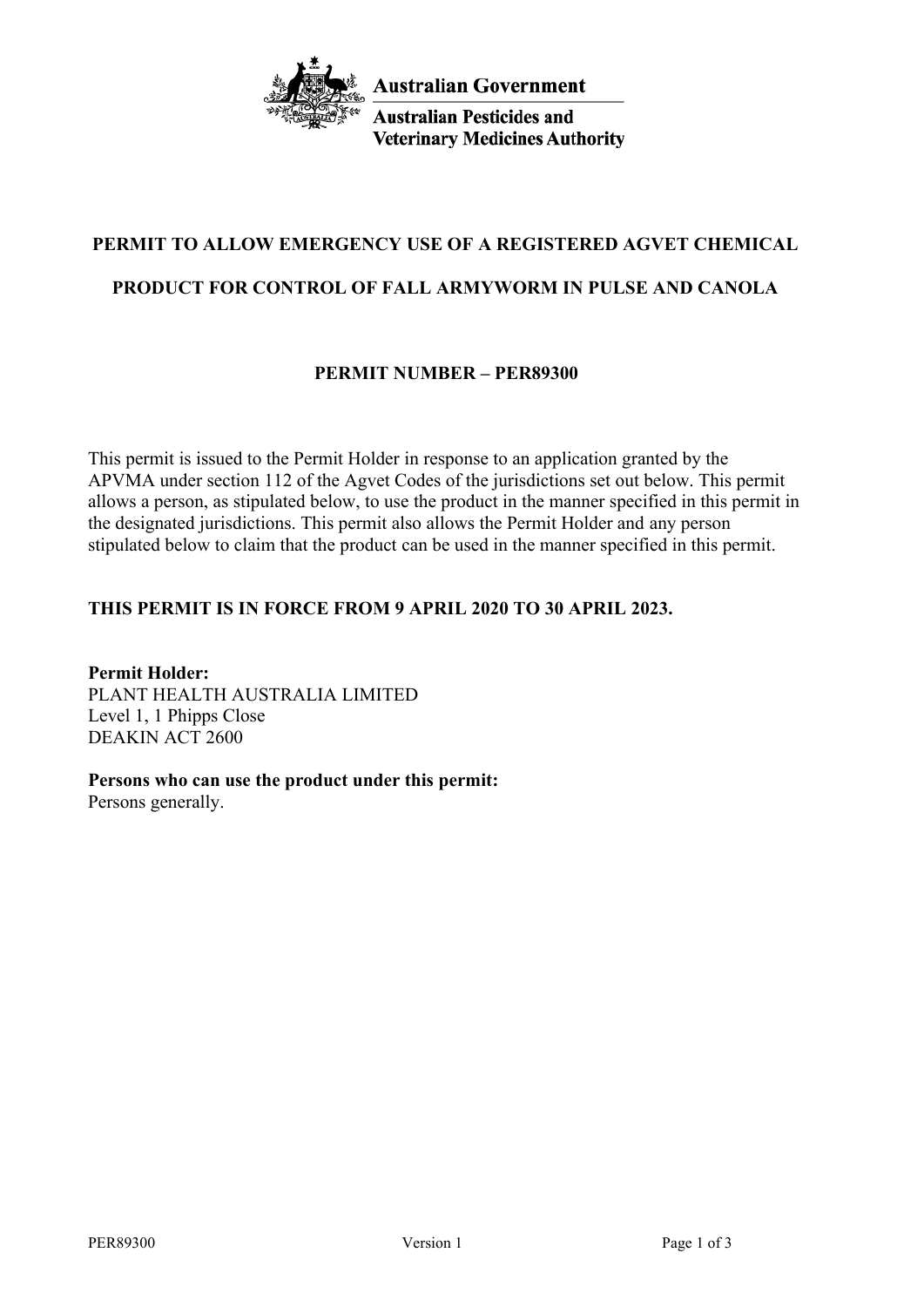Australian Government

Australian Pesticides and Veterinary Medicines Authority

# PERMIT TO ALLOW EMERGENCY USE OF A REGISTERED AGVET CHEMICAL PRODUCT FOR CONTROL OF FALL ARMYWORM IN PULSE AND CANOLA

## PERMIT NUMBER – PER89300

This permit is issued to the Permit Holder in response to an application granted by the APVMA under section 112 of the Agvet Codes of the jurisdictions set out below. This permit allows a person, as stipulated below, to use the product in the manner specified in this permit in the designated jurisdictions. This permit also allows the Permit Holder and any person stipulated below to claim that the product can be used in the manner specified in this permit.

**THIS PERMIT IS IN FORCE FROM 9 APRIL 2020 TO 30 APRIL 2023.**

**Permit Holder:**
PLANT HEALTH AUSTRALIA LIMITED
Level 1, 1 Phipps Close
DEAKIN ACT 2600

**Persons who can use the product under this permit:**
Persons generally.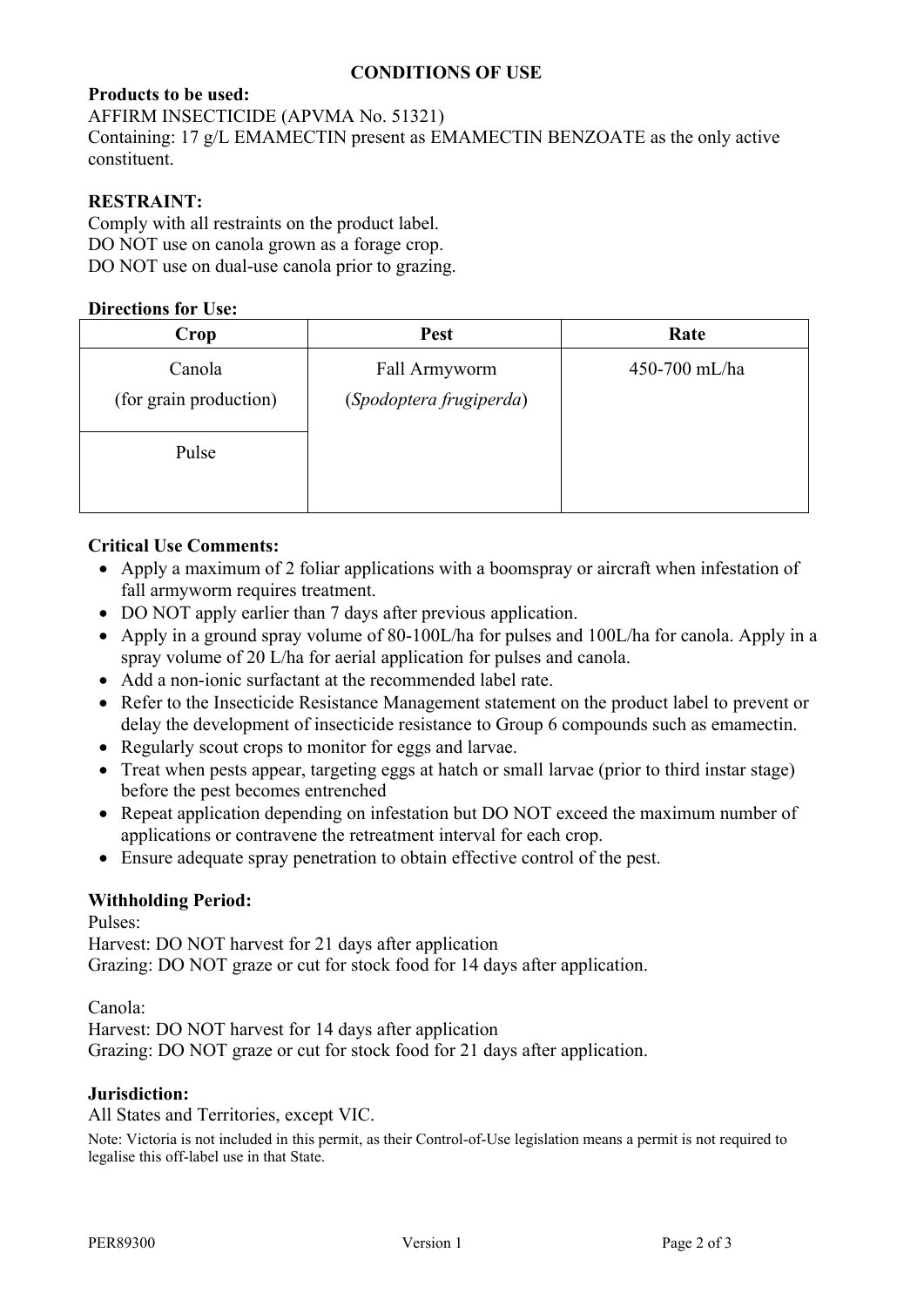## CONDITIONS OF USE

**Products to be used:**

AFFIRM INSECTICIDE (APVMA No. 51321)
Containing: 17 g/L EMAMECTIN present as EMAMECTIN BENZOATE as the only active constituent.

**RESTRAINT:**

Comply with all restraints on the product label.
DO NOT use on canola grown as a forage crop.
DO NOT use on dual-use canola prior to grazing.

**Directions for Use:**

| Crop | Pest | Rate |
|---|---|---|
| Canola (for grain production) | Fall Armyworm (*Spodoptera frugiperda*) | 450-700 mL/ha |
| Pulse | | |

**Critical Use Comments:**

- Apply a maximum of 2 foliar applications with a boomspray or aircraft when infestation of fall armyworm requires treatment.
- DO NOT apply earlier than 7 days after previous application.
- Apply in a ground spray volume of 80-100L/ha for pulses and 100L/ha for canola. Apply in a spray volume of 20 L/ha for aerial application for pulses and canola.
- Add a non-ionic surfactant at the recommended label rate.
- Refer to the Insecticide Resistance Management statement on the product label to prevent or delay the development of insecticide resistance to Group 6 compounds such as emamectin.
- Regularly scout crops to monitor for eggs and larvae.
- Treat when pests appear, targeting eggs at hatch or small larvae (prior to third instar stage) before the pest becomes entrenched
- Repeat application depending on infestation but DO NOT exceed the maximum number of applications or contravene the retreatment interval for each crop.
- Ensure adequate spray penetration to obtain effective control of the pest.

**Withholding Period:**

Pulses:
Harvest: DO NOT harvest for 21 days after application
Grazing: DO NOT graze or cut for stock food for 14 days after application.

Canola:
Harvest: DO NOT harvest for 14 days after application
Grazing: DO NOT graze or cut for stock food for 21 days after application.

**Jurisdiction:**

All States and Territories, except VIC.

Note: Victoria is not included in this permit, as their Control-of-Use legislation means a permit is not required to legalise this off-label use in that State.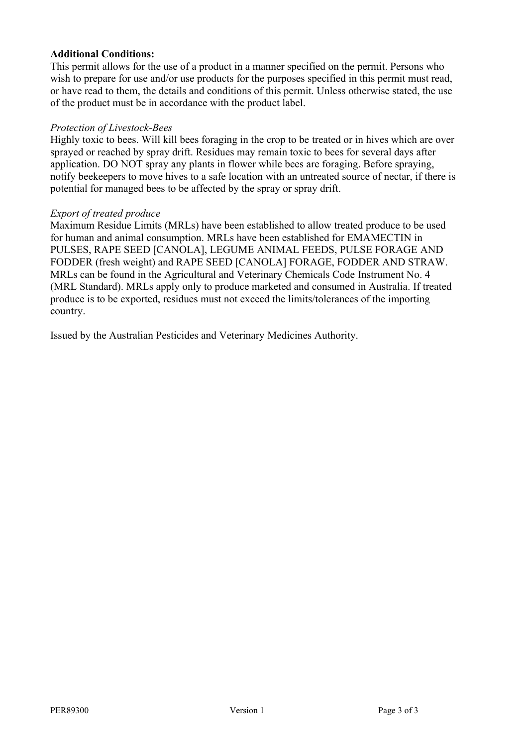**Additional Conditions:**

This permit allows for the use of a product in a manner specified on the permit. Persons who wish to prepare for use and/or use products for the purposes specified in this permit must read, or have read to them, the details and conditions of this permit. Unless otherwise stated, the use of the product must be in accordance with the product label.

*Protection of Livestock-Bees*

Highly toxic to bees. Will kill bees foraging in the crop to be treated or in hives which are over sprayed or reached by spray drift. Residues may remain toxic to bees for several days after application. DO NOT spray any plants in flower while bees are foraging. Before spraying, notify beekeepers to move hives to a safe location with an untreated source of nectar, if there is potential for managed bees to be affected by the spray or spray drift.

*Export of treated produce*

Maximum Residue Limits (MRLs) have been established to allow treated produce to be used for human and animal consumption. MRLs have been established for EMAMECTIN in PULSES, RAPE SEED [CANOLA], LEGUME ANIMAL FEEDS, PULSE FORAGE AND FODDER (fresh weight) and RAPE SEED [CANOLA] FORAGE, FODDER AND STRAW. MRLs can be found in the Agricultural and Veterinary Chemicals Code Instrument No. 4 (MRL Standard). MRLs apply only to produce marketed and consumed in Australia. If treated produce is to be exported, residues must not exceed the limits/tolerances of the importing country.

Issued by the Australian Pesticides and Veterinary Medicines Authority.